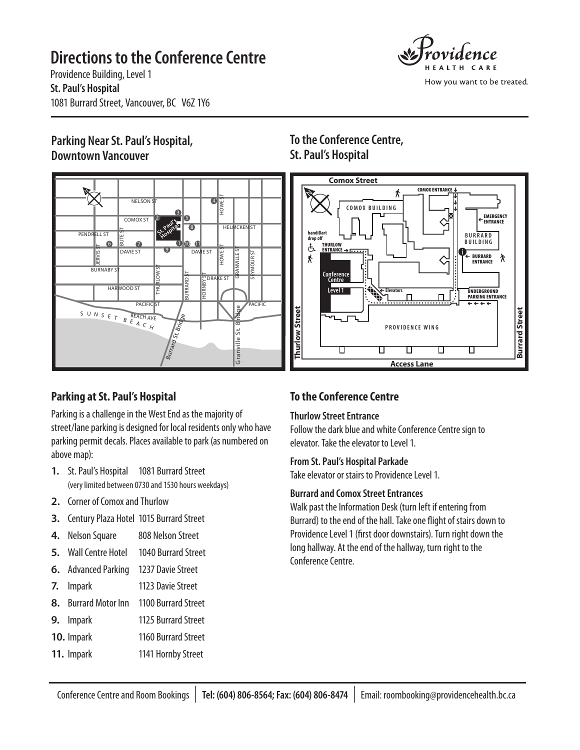# Directions to the Conference Centre

Providence Building, Level 1
**St. Paul's Hospital**
1081 Burrard Street, Vancouver, BC V6Z 1Y6

## Parking Near St. Paul's Hospital, Downtown Vancouver

## To the Conference Centre, St. Paul's Hospital

## Parking at St. Paul's Hospital

Parking is a challenge in the West End as the majority of street/lane parking is designed for local residents only who have parking permit decals. Places available to park (as numbered on above map):

1. St. Paul's Hospital 1081 Burrard Street (very limited between 0730 and 1530 hours weekdays)
2. Corner of Comox and Thurlow
3. Century Plaza Hotel 1015 Burrard Street
4. Nelson Square 808 Nelson Street
5. Wall Centre Hotel 1040 Burrard Street
6. Advanced Parking 1237 Davie Street
7. Impark 1123 Davie Street
8. Burrard Motor Inn 1100 Burrard Street
9. Impark 1125 Burrard Street
10. Impark 1160 Burrard Street
11. Impark 1141 Hornby Street

## To the Conference Centre

**Thurlow Street Entrance**
Follow the dark blue and white Conference Centre sign to elevator. Take the elevator to Level 1.

**From St. Paul's Hospital Parkade**
Take elevator or stairs to Providence Level 1.

**Burrard and Comox Street Entrances**
Walk past the Information Desk (turn left if entering from Burrard) to the end of the hall. Take one flight of stairs down to Providence Level 1 (first door downstairs). Turn right down the long hallway. At the end of the hallway, turn right to the Conference Centre.

Conference Centre and Room Bookings | **Tel: (604) 806-8564; Fax: (604) 806-8474** | Email: roombooking@providencehealth.bc.ca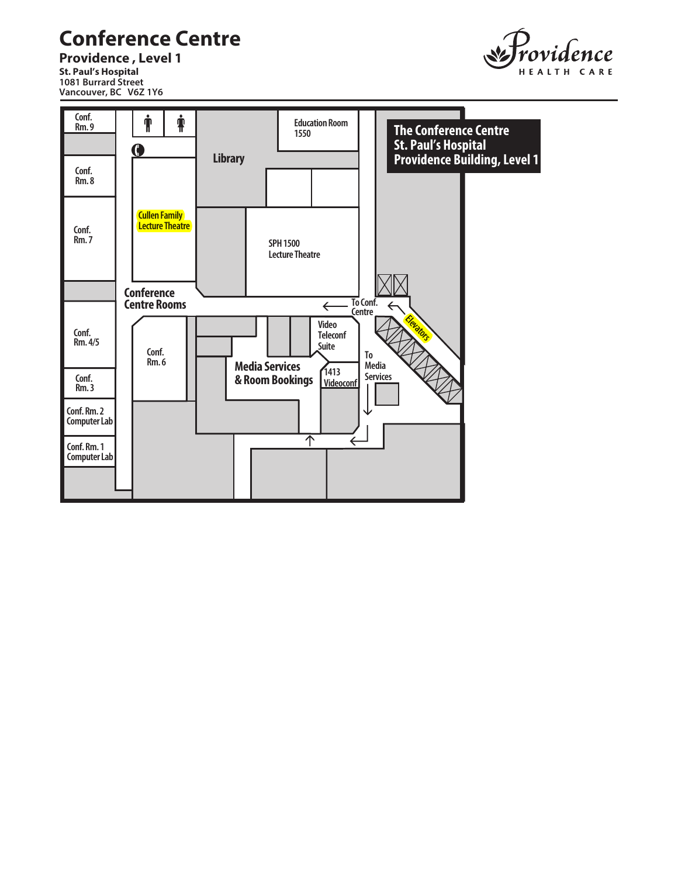# Conference Centre

**Providence , Level 1**

**St. Paul's Hospital**
**1081 Burrard Street**
**Vancouver, BC V6Z 1Y6**

Providence HEALTH CARE

**The Conference Centre**
**St. Paul's Hospital**
**Providence Building, Level 1**

Conf. Rm. 9

Conf. Rm. 8

Conf. Rm. 7

Conf. Rm. 4/5

Conf. Rm. 3

Conf. Rm. 2 Computer Lab

Conf. Rm. 1 Computer Lab

Cullen Family Lecture Theatre

Library

Education Room 1550

SPH 1500 Lecture Theatre

Conference Centre Rooms

To Conf. Centre

Elevators

Conf. Rm. 6

Media Services & Room Bookings

Video Teleconf Suite

1413 Videoconf

To Media Services